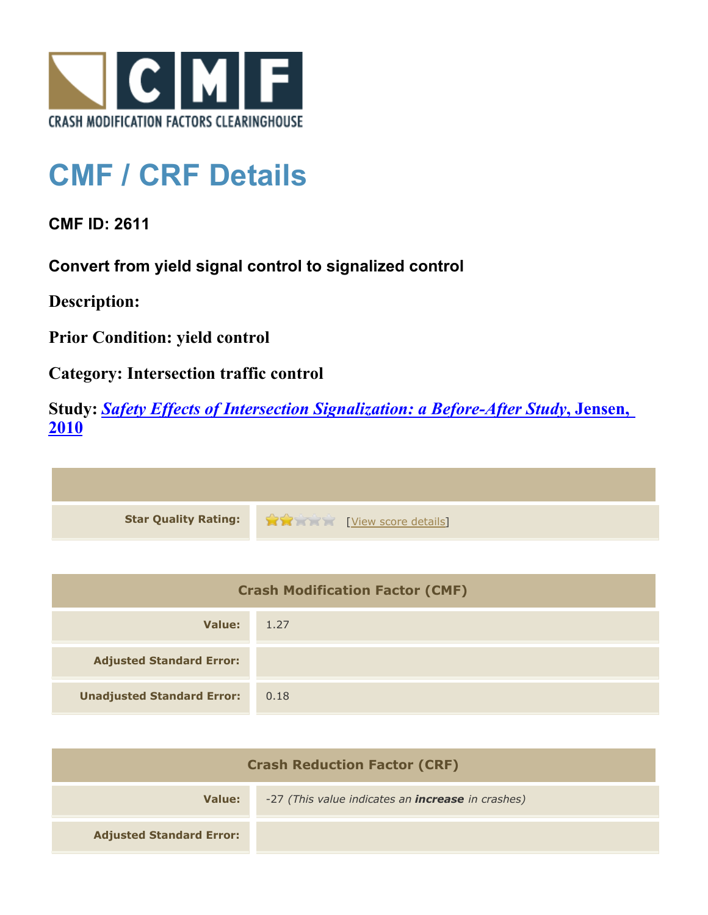CRASH MODIFICATION FACTORS CLEARINGHOUSE

# CMF / CRF Details

**CMF ID: 2611**

**Convert from yield signal control to signalized control**

**Description:**

**Prior Condition: yield control**

**Category: Intersection traffic control**

**Study:** ***Safety Effects of Intersection Signalization: a Before-After Study*, Jensen, 2010**

| | |
|---|---|
| **Star Quality Rating:** | ★★☆☆☆ [View score details] |

| Crash Modification Factor (CMF) | |
|---|---|
| **Value:** | 1.27 |
| **Adjusted Standard Error:** | |
| **Unadjusted Standard Error:** | 0.18 |

| Crash Reduction Factor (CRF) | |
|---|---|
| **Value:** | -27 *(This value indicates an **increase** in crashes)* |
| **Adjusted Standard Error:** | |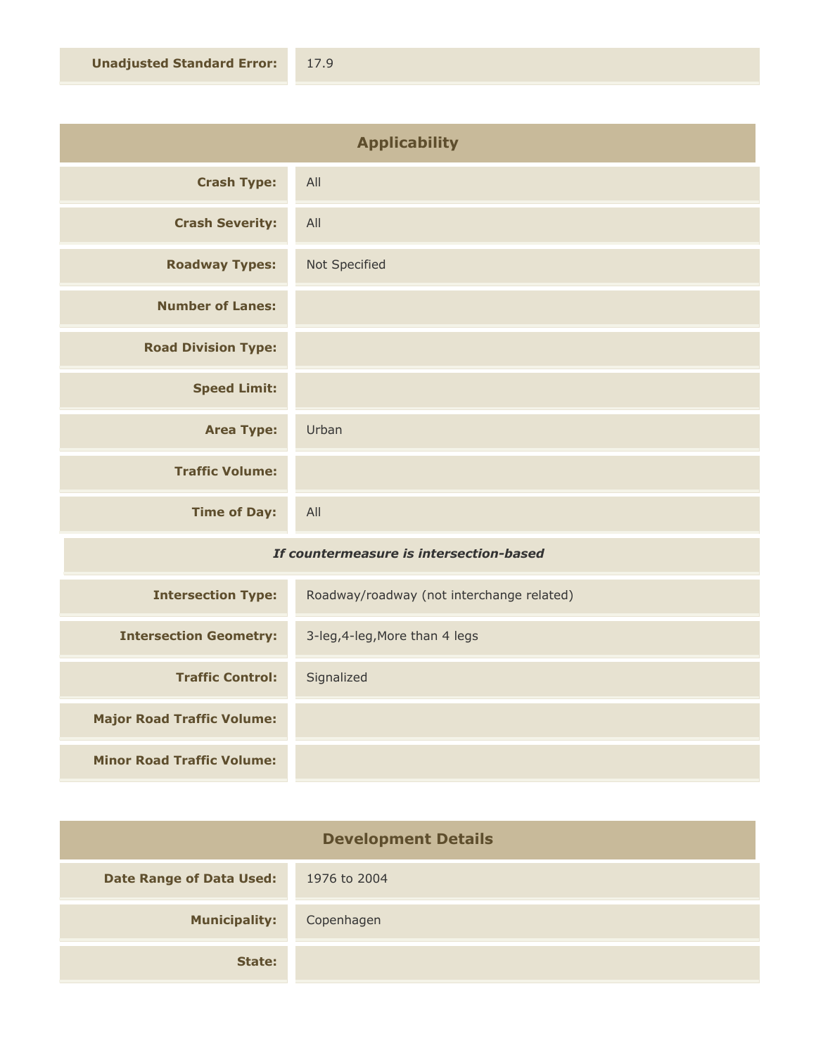| **Unadjusted Standard Error:** | 17.9 |
| --- | --- |

## Applicability

| | |
| --- | --- |
| **Crash Type:** | All |
| **Crash Severity:** | All |
| **Roadway Types:** | Not Specified |
| **Number of Lanes:** | |
| **Road Division Type:** | |
| **Speed Limit:** | |
| **Area Type:** | Urban |
| **Traffic Volume:** | |
| **Time of Day:** | All |

***If countermeasure is intersection-based***

| | |
| --- | --- |
| **Intersection Type:** | Roadway/roadway (not interchange related) |
| **Intersection Geometry:** | 3-leg,4-leg,More than 4 legs |
| **Traffic Control:** | Signalized |
| **Major Road Traffic Volume:** | |
| **Minor Road Traffic Volume:** | |

## Development Details

| | |
| --- | --- |
| **Date Range of Data Used:** | 1976 to 2004 |
| **Municipality:** | Copenhagen |
| **State:** | |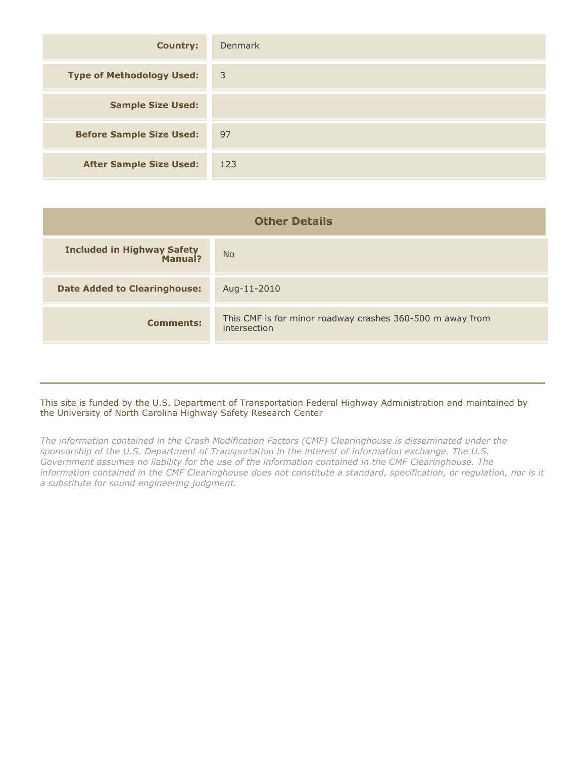| | |
|---|---|
| **Country:** | Denmark |
| **Type of Methodology Used:** | 3 |
| **Sample Size Used:** | |
| **Before Sample Size Used:** | 97 |
| **After Sample Size Used:** | 123 |

## Other Details

| | |
|---|---|
| **Included in Highway Safety Manual?** | No |
| **Date Added to Clearinghouse:** | Aug-11-2010 |
| **Comments:** | This CMF is for minor roadway crashes 360-500 m away from intersection |

---

This site is funded by the U.S. Department of Transportation Federal Highway Administration and maintained by the University of North Carolina Highway Safety Research Center

*The information contained in the Crash Modification Factors (CMF) Clearinghouse is disseminated under the sponsorship of the U.S. Department of Transportation in the interest of information exchange. The U.S. Government assumes no liability for the use of the information contained in the CMF Clearinghouse. The information contained in the CMF Clearinghouse does not constitute a standard, specification, or regulation, nor is it a substitute for sound engineering judgment.*